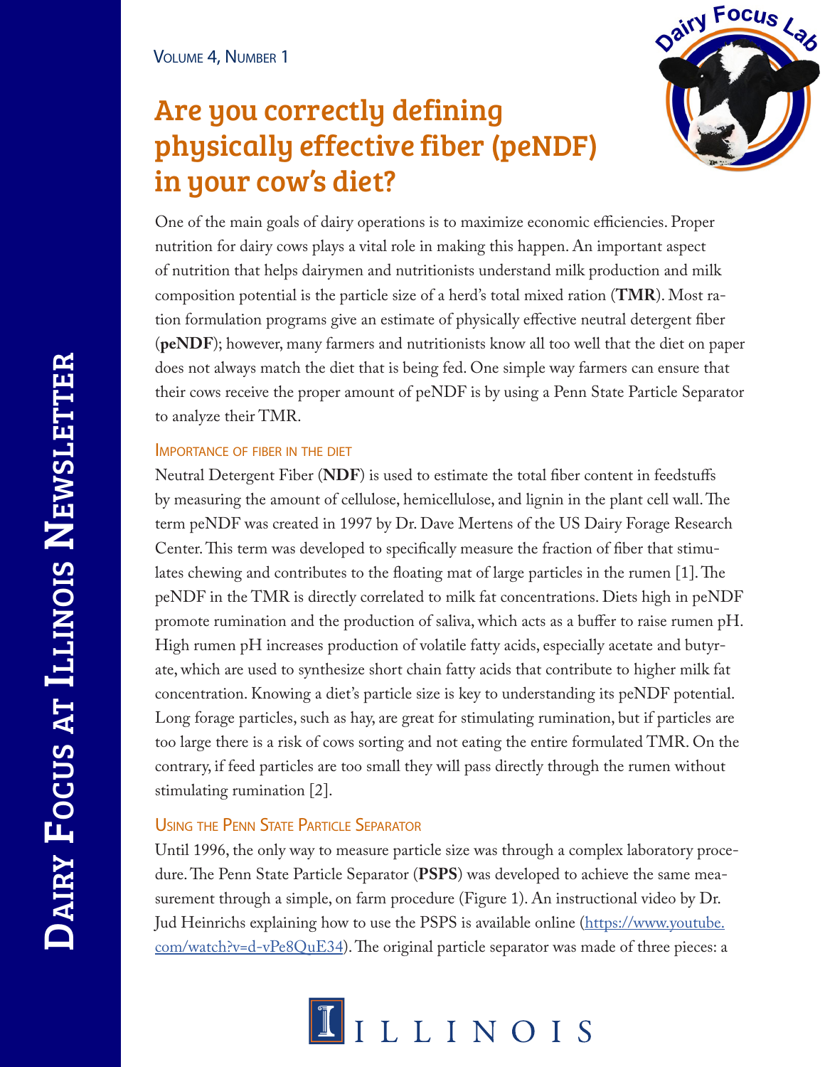Volume 4, Number 1

# Are you correctly defining physically effective fiber (peNDF) in your cow's diet?

One of the main goals of dairy operations is to maximize economic efficiencies. Proper nutrition for dairy cows plays a vital role in making this happen. An important aspect of nutrition that helps dairymen and nutritionists understand milk production and milk composition potential is the particle size of a herd's total mixed ration (**TMR**). Most ration formulation programs give an estimate of physically effective neutral detergent fiber (**peNDF**); however, many farmers and nutritionists know all too well that the diet on paper does not always match the diet that is being fed. One simple way farmers can ensure that their cows receive the proper amount of peNDF is by using a Penn State Particle Separator to analyze their TMR.

## Importance of fiber in the diet

Neutral Detergent Fiber (**NDF**) is used to estimate the total fiber content in feedstuffs by measuring the amount of cellulose, hemicellulose, and lignin in the plant cell wall. The term peNDF was created in 1997 by Dr. Dave Mertens of the US Dairy Forage Research Center. This term was developed to specifically measure the fraction of fiber that stimulates chewing and contributes to the floating mat of large particles in the rumen [1]. The peNDF in the TMR is directly correlated to milk fat concentrations. Diets high in peNDF promote rumination and the production of saliva, which acts as a buffer to raise rumen pH. High rumen pH increases production of volatile fatty acids, especially acetate and butyrate, which are used to synthesize short chain fatty acids that contribute to higher milk fat concentration. Knowing a diet's particle size is key to understanding its peNDF potential. Long forage particles, such as hay, are great for stimulating rumination, but if particles are too large there is a risk of cows sorting and not eating the entire formulated TMR. On the contrary, if feed particles are too small they will pass directly through the rumen without stimulating rumination [2].

## Using the Penn State Particle Separator

Until 1996, the only way to measure particle size was through a complex laboratory procedure. The Penn State Particle Separator (**PSPS**) was developed to achieve the same measurement through a simple, on farm procedure (Figure 1). An instructional video by Dr. Jud Heinrichs explaining how to use the PSPS is available online (https://www.youtube.com/watch?v=d-vPe8QuE34). The original particle separator was made of three pieces: a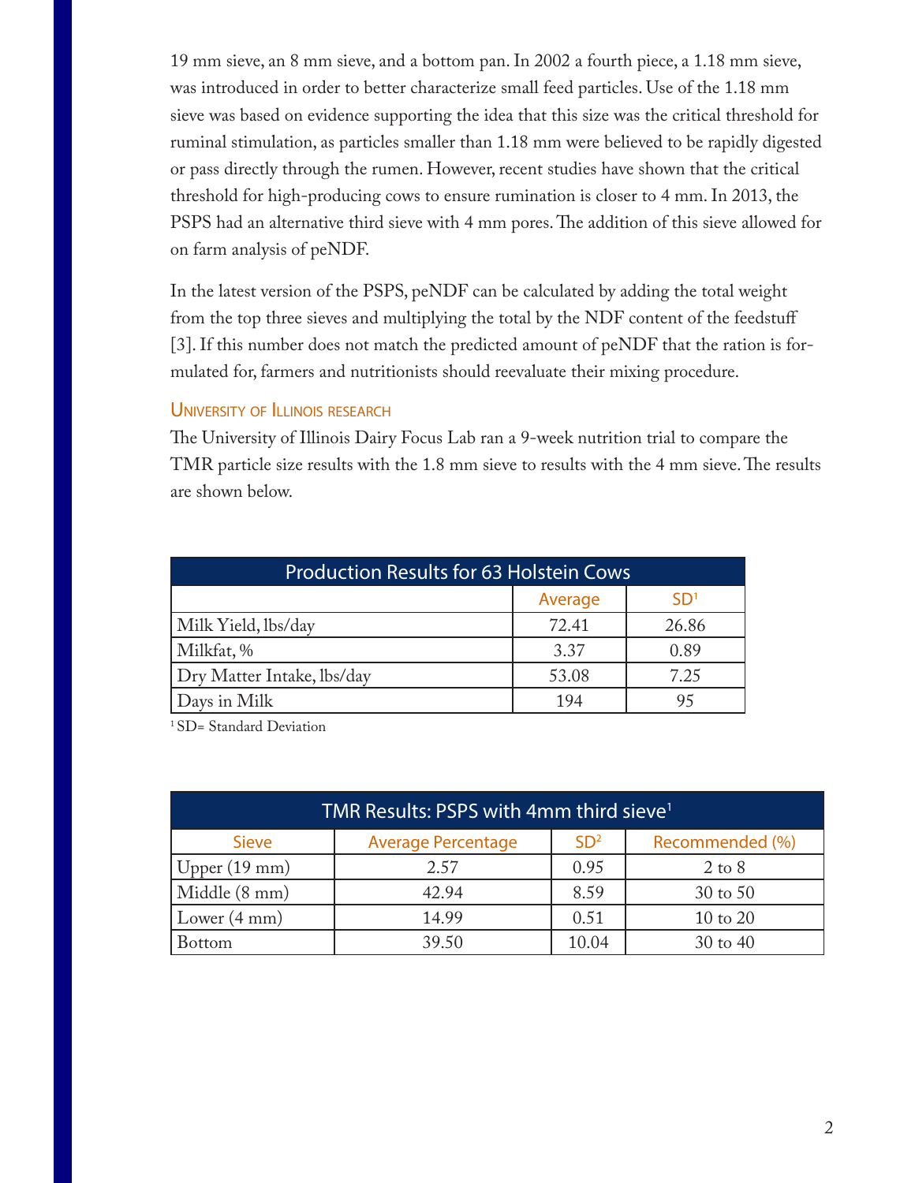19 mm sieve, an 8 mm sieve, and a bottom pan. In 2002 a fourth piece, a 1.18 mm sieve, was introduced in order to better characterize small feed particles. Use of the 1.18 mm sieve was based on evidence supporting the idea that this size was the critical threshold for ruminal stimulation, as particles smaller than 1.18 mm were believed to be rapidly digested or pass directly through the rumen. However, recent studies have shown that the critical threshold for high-producing cows to ensure rumination is closer to 4 mm. In 2013, the PSPS had an alternative third sieve with 4 mm pores. The addition of this sieve allowed for on farm analysis of peNDF.

In the latest version of the PSPS, peNDF can be calculated by adding the total weight from the top three sieves and multiplying the total by the NDF content of the feedstuff [3]. If this number does not match the predicted amount of peNDF that the ration is formulated for, farmers and nutritionists should reevaluate their mixing procedure.

### University of Illinois research

The University of Illinois Dairy Focus Lab ran a 9-week nutrition trial to compare the TMR particle size results with the 1.8 mm sieve to results with the 4 mm sieve. The results are shown below.

| Production Results for 63 Holstein Cows | | |
|---|---|---|
| | Average | SD[1] |
| Milk Yield, lbs/day | 72.41 | 26.86 |
| Milkfat, % | 3.37 | 0.89 |
| Dry Matter Intake, lbs/day | 53.08 | 7.25 |
| Days in Milk | 194 | 95 |

[1] SD= Standard Deviation

| TMR Results: PSPS with 4mm third sieve[1] | | | |
|---|---|---|---|
| Sieve | Average Percentage | SD[2] | Recommended (%) |
| Upper (19 mm) | 2.57 | 0.95 | 2 to 8 |
| Middle (8 mm) | 42.94 | 8.59 | 30 to 50 |
| Lower (4 mm) | 14.99 | 0.51 | 10 to 20 |
| Bottom | 39.50 | 10.04 | 30 to 40 |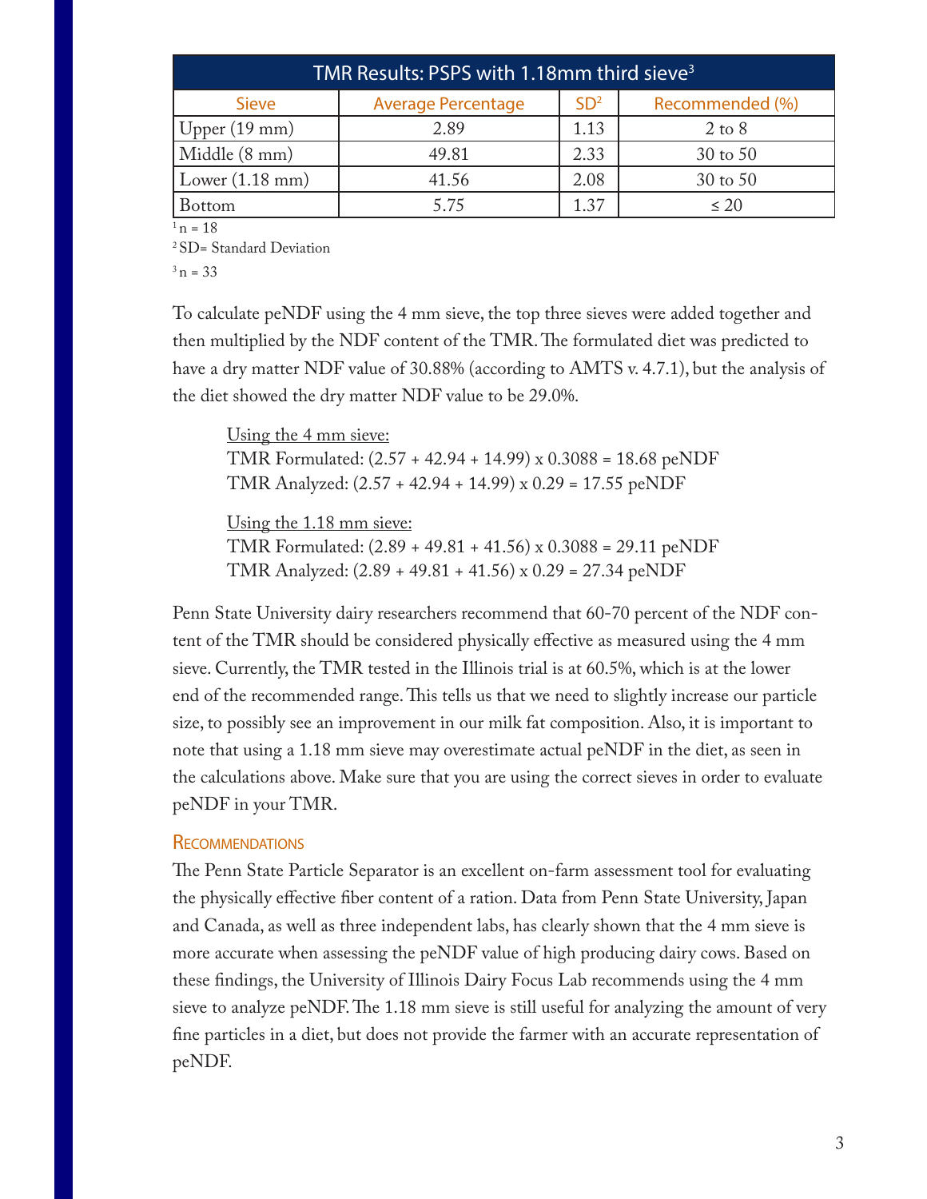| TMR Results: PSPS with 1.18mm third sieve[3] | | | |
|---|---|---|---|
| Sieve | Average Percentage | SD[2] | Recommended (%) |
| Upper (19 mm) | 2.89 | 1.13 | 2 to 8 |
| Middle (8 mm) | 49.81 | 2.33 | 30 to 50 |
| Lower (1.18 mm) | 41.56 | 2.08 | 30 to 50 |
| Bottom | 5.75 | 1.37 | ≤ 20 |

[1] n = 18

[2] SD= Standard Deviation

[3] n = 33

To calculate peNDF using the 4 mm sieve, the top three sieves were added together and then multiplied by the NDF content of the TMR. The formulated diet was predicted to have a dry matter NDF value of 30.88% (according to AMTS v. 4.7.1), but the analysis of the diet showed the dry matter NDF value to be 29.0%.

<u>Using the 4 mm sieve:</u>
TMR Formulated: (2.57 + 42.94 + 14.99) x 0.3088 = 18.68 peNDF
TMR Analyzed: (2.57 + 42.94 + 14.99) x 0.29 = 17.55 peNDF

<u>Using the 1.18 mm sieve:</u>
TMR Formulated: (2.89 + 49.81 + 41.56) x 0.3088 = 29.11 peNDF
TMR Analyzed: (2.89 + 49.81 + 41.56) x 0.29 = 27.34 peNDF

Penn State University dairy researchers recommend that 60-70 percent of the NDF content of the TMR should be considered physically effective as measured using the 4 mm sieve. Currently, the TMR tested in the Illinois trial is at 60.5%, which is at the lower end of the recommended range. This tells us that we need to slightly increase our particle size, to possibly see an improvement in our milk fat composition. Also, it is important to note that using a 1.18 mm sieve may overestimate actual peNDF in the diet, as seen in the calculations above. Make sure that you are using the correct sieves in order to evaluate peNDF in your TMR.

## Recommendations

The Penn State Particle Separator is an excellent on-farm assessment tool for evaluating the physically effective fiber content of a ration. Data from Penn State University, Japan and Canada, as well as three independent labs, has clearly shown that the 4 mm sieve is more accurate when assessing the peNDF value of high producing dairy cows. Based on these findings, the University of Illinois Dairy Focus Lab recommends using the 4 mm sieve to analyze peNDF. The 1.18 mm sieve is still useful for analyzing the amount of very fine particles in a diet, but does not provide the farmer with an accurate representation of peNDF.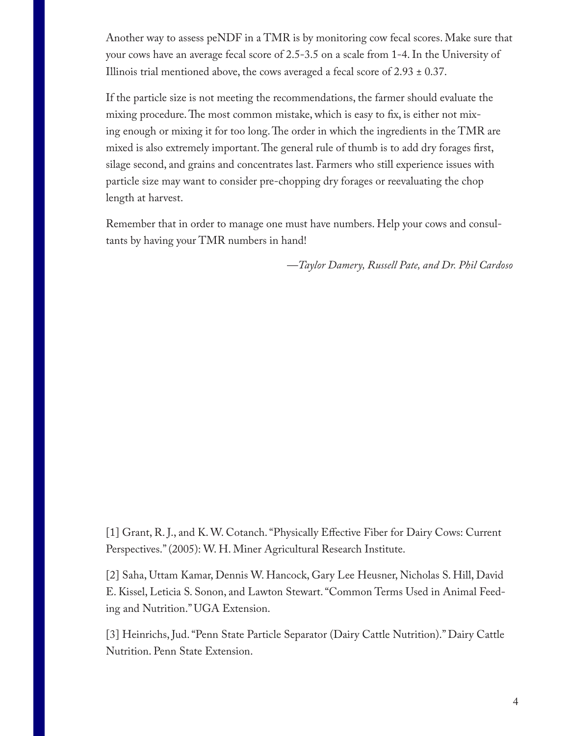Another way to assess peNDF in a TMR is by monitoring cow fecal scores. Make sure that your cows have an average fecal score of 2.5-3.5 on a scale from 1-4. In the University of Illinois trial mentioned above, the cows averaged a fecal score of $2.93 \pm 0.37$.

If the particle size is not meeting the recommendations, the farmer should evaluate the mixing procedure. The most common mistake, which is easy to fix, is either not mixing enough or mixing it for too long. The order in which the ingredients in the TMR are mixed is also extremely important. The general rule of thumb is to add dry forages first, silage second, and grains and concentrates last. Farmers who still experience issues with particle size may want to consider pre-chopping dry forages or reevaluating the chop length at harvest.

Remember that in order to manage one must have numbers. Help your cows and consultants by having your TMR numbers in hand!

*—Taylor Damery, Russell Pate, and Dr. Phil Cardoso*

[1] Grant, R. J., and K. W. Cotanch. "Physically Effective Fiber for Dairy Cows: Current Perspectives." (2005): W. H. Miner Agricultural Research Institute.

[2] Saha, Uttam Kamar, Dennis W. Hancock, Gary Lee Heusner, Nicholas S. Hill, David E. Kissel, Leticia S. Sonon, and Lawton Stewart. "Common Terms Used in Animal Feeding and Nutrition." UGA Extension.

[3] Heinrichs, Jud. "Penn State Particle Separator (Dairy Cattle Nutrition)." Dairy Cattle Nutrition. Penn State Extension.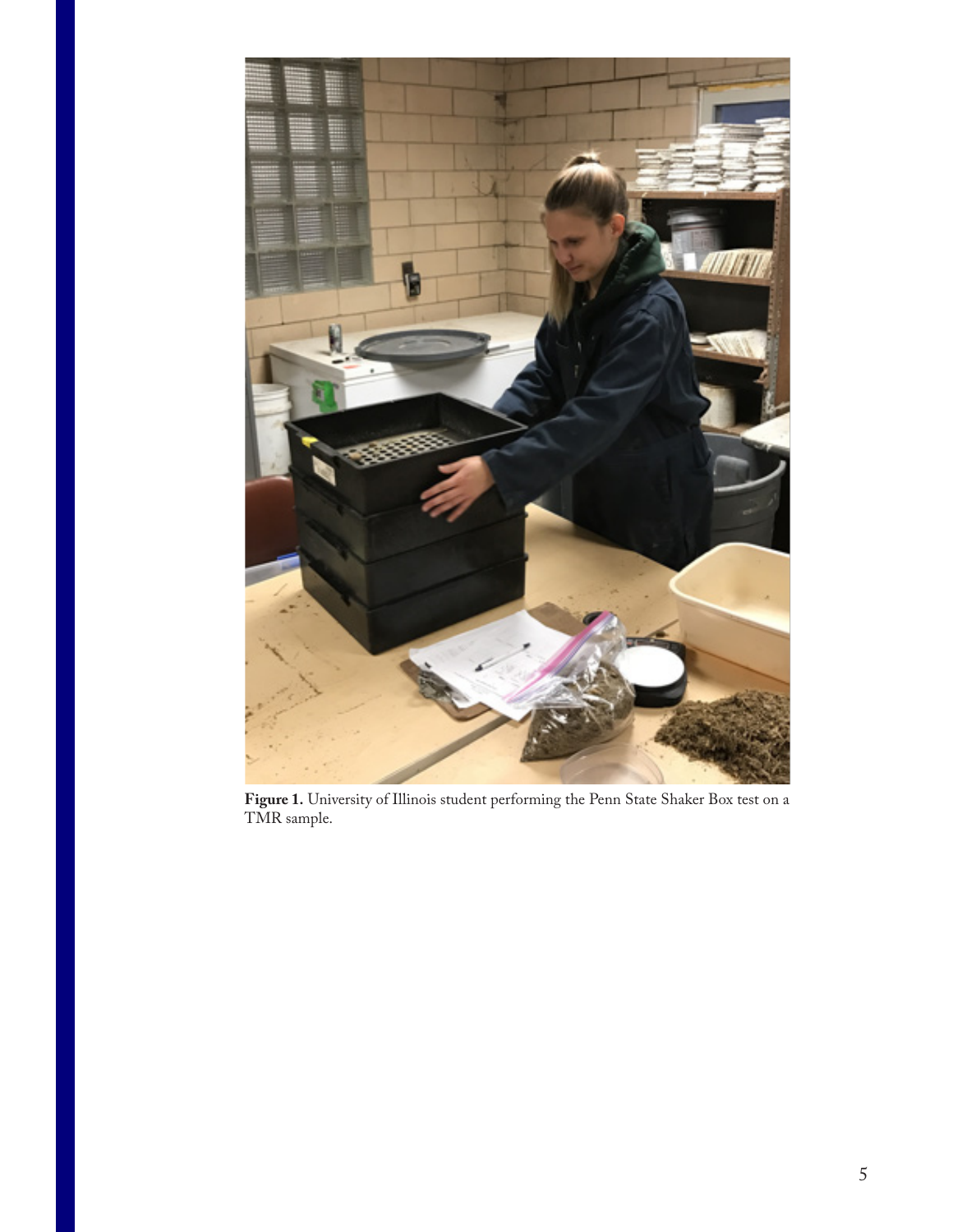**Figure 1.** University of Illinois student performing the Penn State Shaker Box test on a TMR sample.